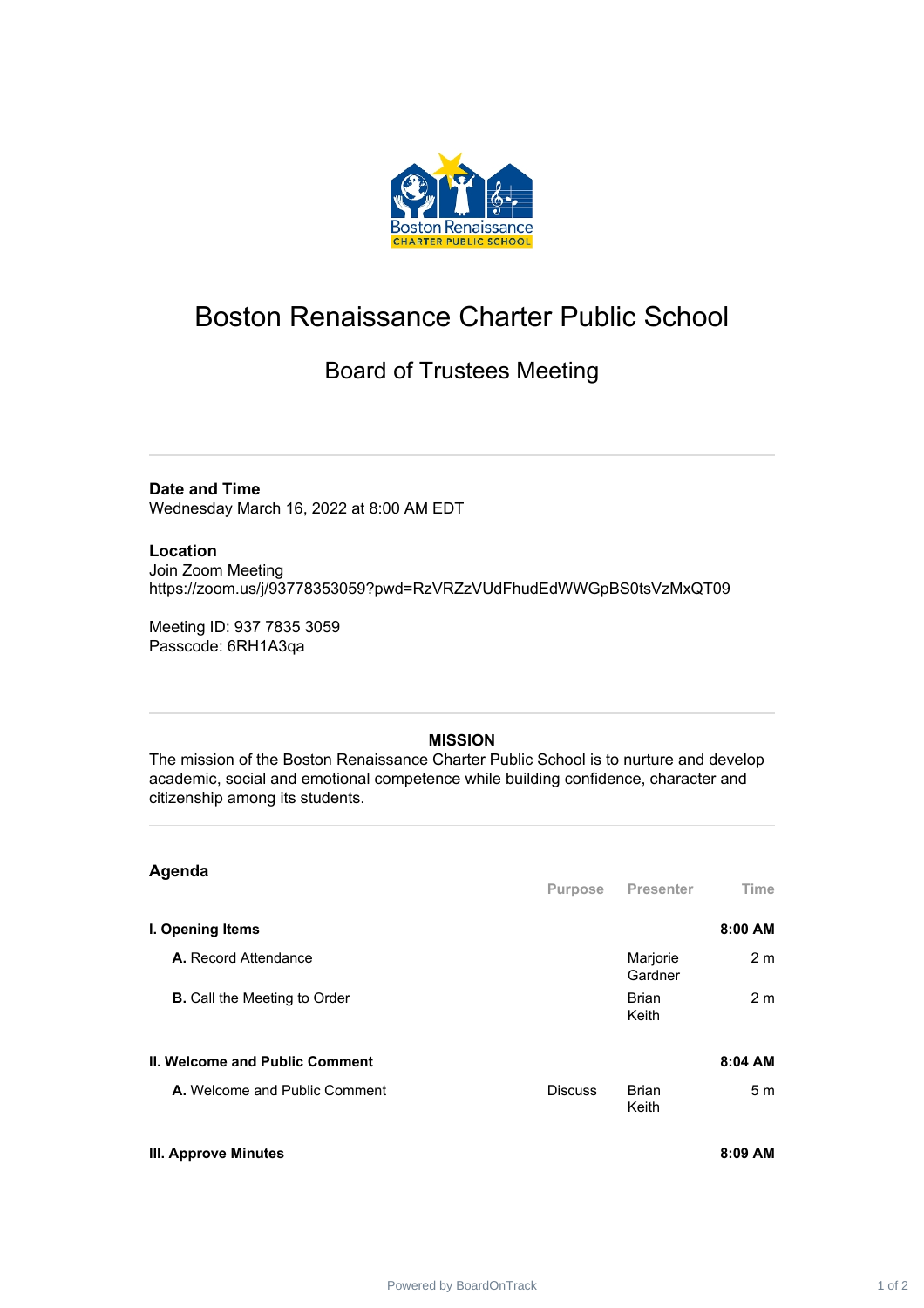# Boston Renaissance Charter Public School

## Board of Trustees Meeting

**Date and Time**
Wednesday March 16, 2022 at 8:00 AM EDT

**Location**
Join Zoom Meeting
https://zoom.us/j/93778353059?pwd=RzVRZzVUdFhudEdWWGpBS0tsVzMxQT09

Meeting ID: 937 7835 3059
Passcode: 6RH1A3qa

**MISSION**

The mission of the Boston Renaissance Charter Public School is to nurture and develop academic, social and emotional competence while building confidence, character and citizenship among its students.

## Agenda

| | Purpose | Presenter | Time |
|---|---|---|---|
| **I. Opening Items** | | | **8:00 AM** |
| **A.** Record Attendance | | Marjorie Gardner | 2 m |
| **B.** Call the Meeting to Order | | Brian Keith | 2 m |
| **II. Welcome and Public Comment** | | | **8:04 AM** |
| **A.** Welcome and Public Comment | Discuss | Brian Keith | 5 m |
| **III. Approve Minutes** | | | **8:09 AM** |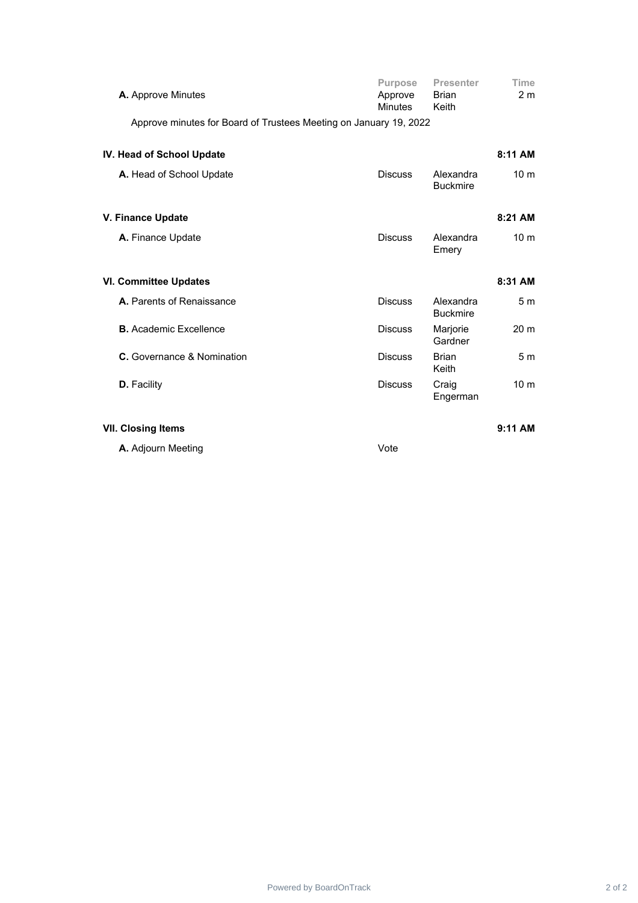| | Purpose | Presenter | Time |
|---|---|---|---|
| **A.** Approve Minutes | Approve Minutes | Brian Keith | 2 m |

Approve minutes for Board of Trustees Meeting on January 19, 2022

| | | | |
|---|---|---|---|
| **IV. Head of School Update** | | | **8:11 AM** |
| **A.** Head of School Update | Discuss | Alexandra Buckmire | 10 m |
| **V. Finance Update** | | | **8:21 AM** |
| **A.** Finance Update | Discuss | Alexandra Emery | 10 m |
| **VI. Committee Updates** | | | **8:31 AM** |
| **A.** Parents of Renaissance | Discuss | Alexandra Buckmire | 5 m |
| **B.** Academic Excellence | Discuss | Marjorie Gardner | 20 m |
| **C.** Governance & Nomination | Discuss | Brian Keith | 5 m |
| **D.** Facility | Discuss | Craig Engerman | 10 m |
| **VII. Closing Items** | | | **9:11 AM** |
| **A.** Adjourn Meeting | Vote | | |